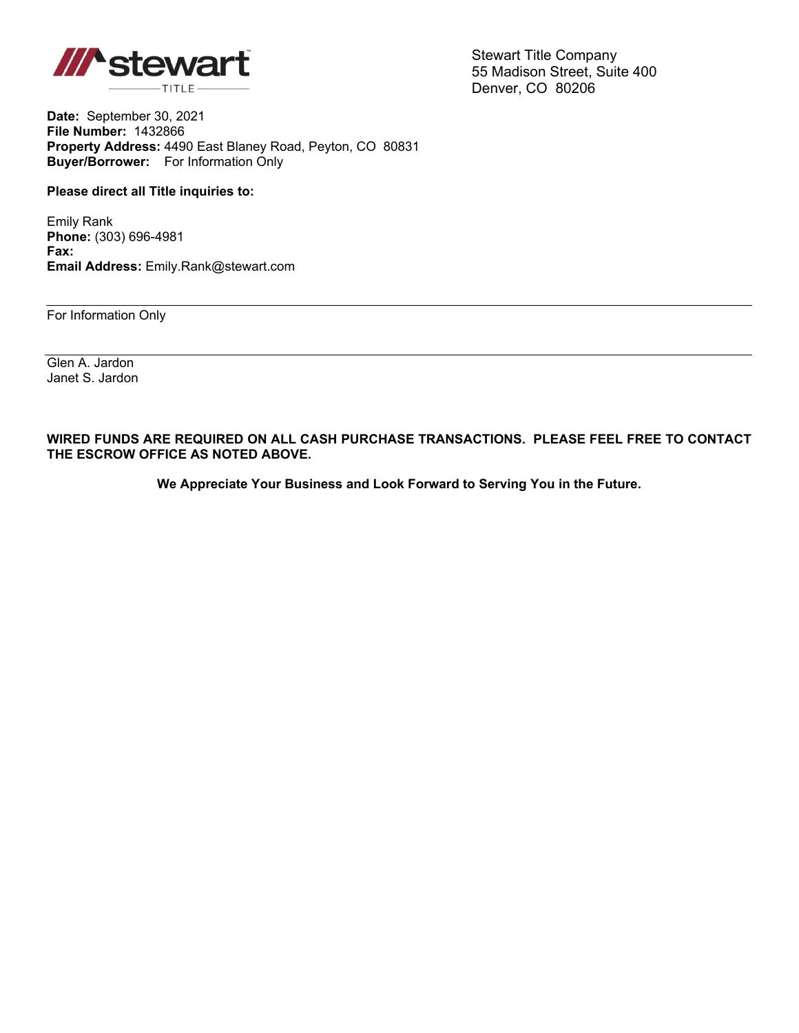stewart TITLE

Stewart Title Company
55 Madison Street, Suite 400
Denver, CO 80206

**Date:** September 30, 2021
**File Number:** 1432866
**Property Address:** 4490 East Blaney Road, Peyton, CO 80831
**Buyer/Borrower:** For Information Only

**Please direct all Title inquiries to:**

Emily Rank
**Phone:** (303) 696-4981
**Fax:**
**Email Address:** Emily.Rank@stewart.com

---

For Information Only

---

Glen A. Jardon
Janet S. Jardon

**WIRED FUNDS ARE REQUIRED ON ALL CASH PURCHASE TRANSACTIONS. PLEASE FEEL FREE TO CONTACT THE ESCROW OFFICE AS NOTED ABOVE.**

**We Appreciate Your Business and Look Forward to Serving You in the Future.**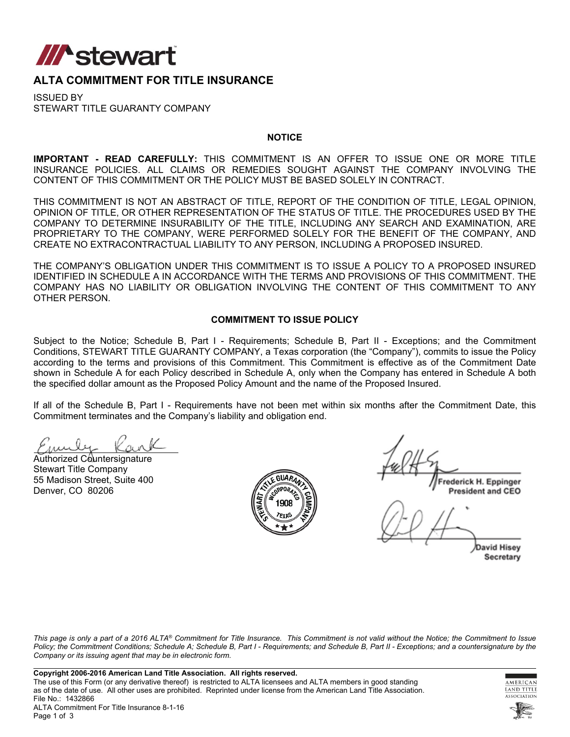# ALTA COMMITMENT FOR TITLE INSURANCE

ISSUED BY
STEWART TITLE GUARANTY COMPANY

**NOTICE**

**IMPORTANT - READ CAREFULLY:** THIS COMMITMENT IS AN OFFER TO ISSUE ONE OR MORE TITLE INSURANCE POLICIES. ALL CLAIMS OR REMEDIES SOUGHT AGAINST THE COMPANY INVOLVING THE CONTENT OF THIS COMMITMENT OR THE POLICY MUST BE BASED SOLELY IN CONTRACT.

THIS COMMITMENT IS NOT AN ABSTRACT OF TITLE, REPORT OF THE CONDITION OF TITLE, LEGAL OPINION, OPINION OF TITLE, OR OTHER REPRESENTATION OF THE STATUS OF TITLE. THE PROCEDURES USED BY THE COMPANY TO DETERMINE INSURABILITY OF THE TITLE, INCLUDING ANY SEARCH AND EXAMINATION, ARE PROPRIETARY TO THE COMPANY, WERE PERFORMED SOLELY FOR THE BENEFIT OF THE COMPANY, AND CREATE NO EXTRACONTRACTUAL LIABILITY TO ANY PERSON, INCLUDING A PROPOSED INSURED.

THE COMPANY'S OBLIGATION UNDER THIS COMMITMENT IS TO ISSUE A POLICY TO A PROPOSED INSURED IDENTIFIED IN SCHEDULE A IN ACCORDANCE WITH THE TERMS AND PROVISIONS OF THIS COMMITMENT. THE COMPANY HAS NO LIABILITY OR OBLIGATION INVOLVING THE CONTENT OF THIS COMMITMENT TO ANY OTHER PERSON.

**COMMITMENT TO ISSUE POLICY**

Subject to the Notice; Schedule B, Part I - Requirements; Schedule B, Part II - Exceptions; and the Commitment Conditions, STEWART TITLE GUARANTY COMPANY, a Texas corporation (the "Company"), commits to issue the Policy according to the terms and provisions of this Commitment. This Commitment is effective as of the Commitment Date shown in Schedule A for each Policy described in Schedule A, only when the Company has entered in Schedule A both the specified dollar amount as the Proposed Policy Amount and the name of the Proposed Insured.

If all of the Schedule B, Part I - Requirements have not been met within six months after the Commitment Date, this Commitment terminates and the Company's liability and obligation end.

Authorized Countersignature
Stewart Title Company
55 Madison Street, Suite 400
Denver, CO 80206

Frederick H. Eppinger
President and CEO

David Hisey
Secretary

*This page is only a part of a 2016 ALTA® Commitment for Title Insurance. This Commitment is not valid without the Notice; the Commitment to Issue Policy; the Commitment Conditions; Schedule A; Schedule B, Part I - Requirements; and Schedule B, Part II - Exceptions; and a countersignature by the Company or its issuing agent that may be in electronic form.*

**Copyright 2006-2016 American Land Title Association. All rights reserved.**
The use of this Form (or any derivative thereof) is restricted to ALTA licensees and ALTA members in good standing as of the date of use. All other uses are prohibited. Reprinted under license from the American Land Title Association.
File No.: 1432866
ALTA Commitment For Title Insurance 8-1-16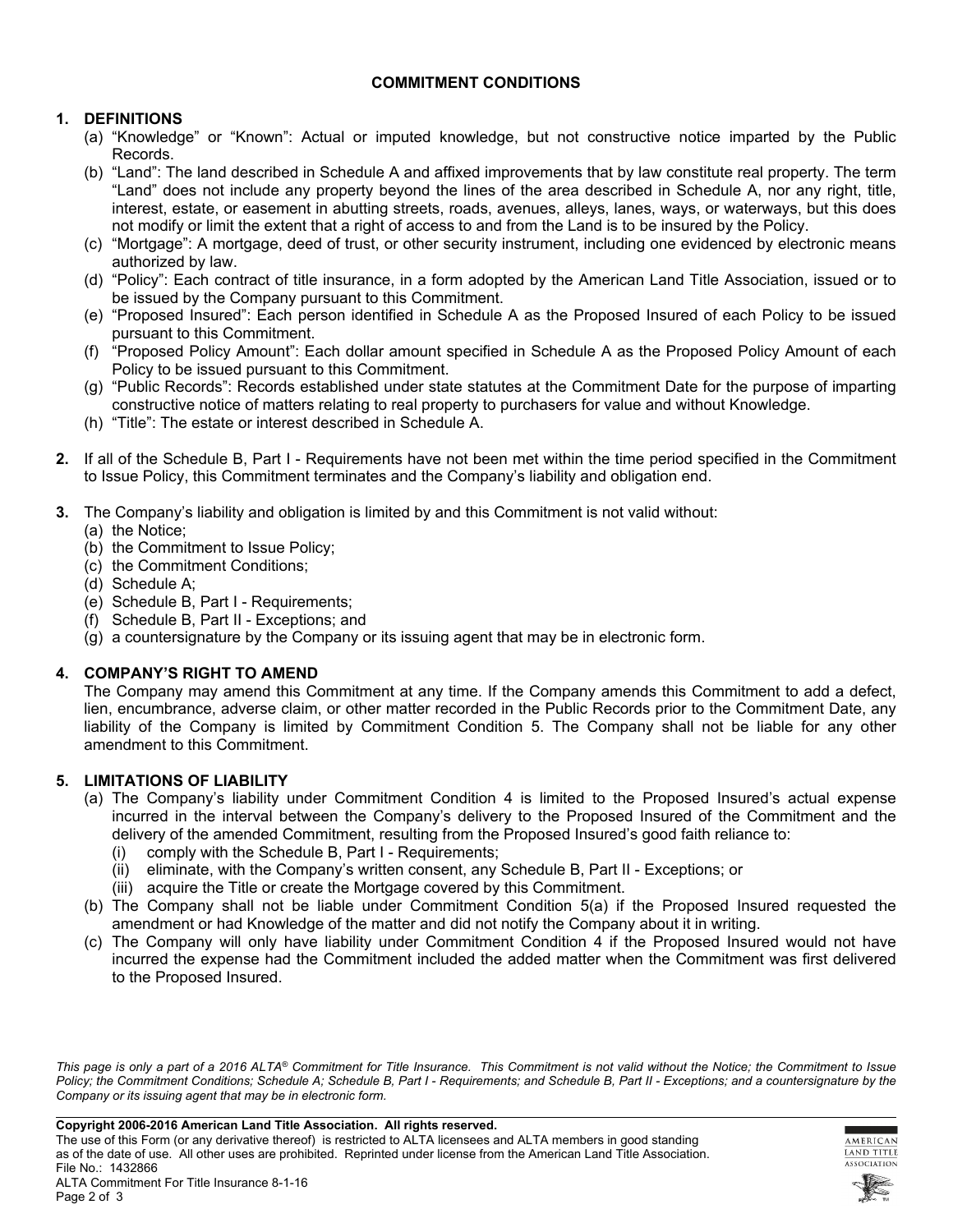## COMMITMENT CONDITIONS

**1. DEFINITIONS**

(a) "Knowledge" or "Known": Actual or imputed knowledge, but not constructive notice imparted by the Public Records.

(b) "Land": The land described in Schedule A and affixed improvements that by law constitute real property. The term "Land" does not include any property beyond the lines of the area described in Schedule A, nor any right, title, interest, estate, or easement in abutting streets, roads, avenues, alleys, lanes, ways, or waterways, but this does not modify or limit the extent that a right of access to and from the Land is to be insured by the Policy.

(c) "Mortgage": A mortgage, deed of trust, or other security instrument, including one evidenced by electronic means authorized by law.

(d) "Policy": Each contract of title insurance, in a form adopted by the American Land Title Association, issued or to be issued by the Company pursuant to this Commitment.

(e) "Proposed Insured": Each person identified in Schedule A as the Proposed Insured of each Policy to be issued pursuant to this Commitment.

(f) "Proposed Policy Amount": Each dollar amount specified in Schedule A as the Proposed Policy Amount of each Policy to be issued pursuant to this Commitment.

(g) "Public Records": Records established under state statutes at the Commitment Date for the purpose of imparting constructive notice of matters relating to real property to purchasers for value and without Knowledge.

(h) "Title": The estate or interest described in Schedule A.

**2.** If all of the Schedule B, Part I - Requirements have not been met within the time period specified in the Commitment to Issue Policy, this Commitment terminates and the Company's liability and obligation end.

**3.** The Company's liability and obligation is limited by and this Commitment is not valid without:

(a) the Notice;
(b) the Commitment to Issue Policy;
(c) the Commitment Conditions;
(d) Schedule A;
(e) Schedule B, Part I - Requirements;
(f) Schedule B, Part II - Exceptions; and
(g) a countersignature by the Company or its issuing agent that may be in electronic form.

**4. COMPANY'S RIGHT TO AMEND**

The Company may amend this Commitment at any time. If the Company amends this Commitment to add a defect, lien, encumbrance, adverse claim, or other matter recorded in the Public Records prior to the Commitment Date, any liability of the Company is limited by Commitment Condition 5. The Company shall not be liable for any other amendment to this Commitment.

**5. LIMITATIONS OF LIABILITY**

(a) The Company's liability under Commitment Condition 4 is limited to the Proposed Insured's actual expense incurred in the interval between the Company's delivery to the Proposed Insured of the Commitment and the delivery of the amended Commitment, resulting from the Proposed Insured's good faith reliance to:

(i) comply with the Schedule B, Part I - Requirements;
(ii) eliminate, with the Company's written consent, any Schedule B, Part II - Exceptions; or
(iii) acquire the Title or create the Mortgage covered by this Commitment.

(b) The Company shall not be liable under Commitment Condition 5(a) if the Proposed Insured requested the amendment or had Knowledge of the matter and did not notify the Company about it in writing.

(c) The Company will only have liability under Commitment Condition 4 if the Proposed Insured would not have incurred the expense had the Commitment included the added matter when the Commitment was first delivered to the Proposed Insured.

*This page is only a part of a 2016 ALTA® Commitment for Title Insurance. This Commitment is not valid without the Notice; the Commitment to Issue Policy; the Commitment Conditions; Schedule A; Schedule B, Part I - Requirements; and Schedule B, Part II - Exceptions; and a countersignature by the Company or its issuing agent that may be in electronic form.*

**Copyright 2006-2016 American Land Title Association. All rights reserved.**
The use of this Form (or any derivative thereof) is restricted to ALTA licensees and ALTA members in good standing as of the date of use. All other uses are prohibited. Reprinted under license from the American Land Title Association.
File No.: 1432866
ALTA Commitment For Title Insurance 8-1-16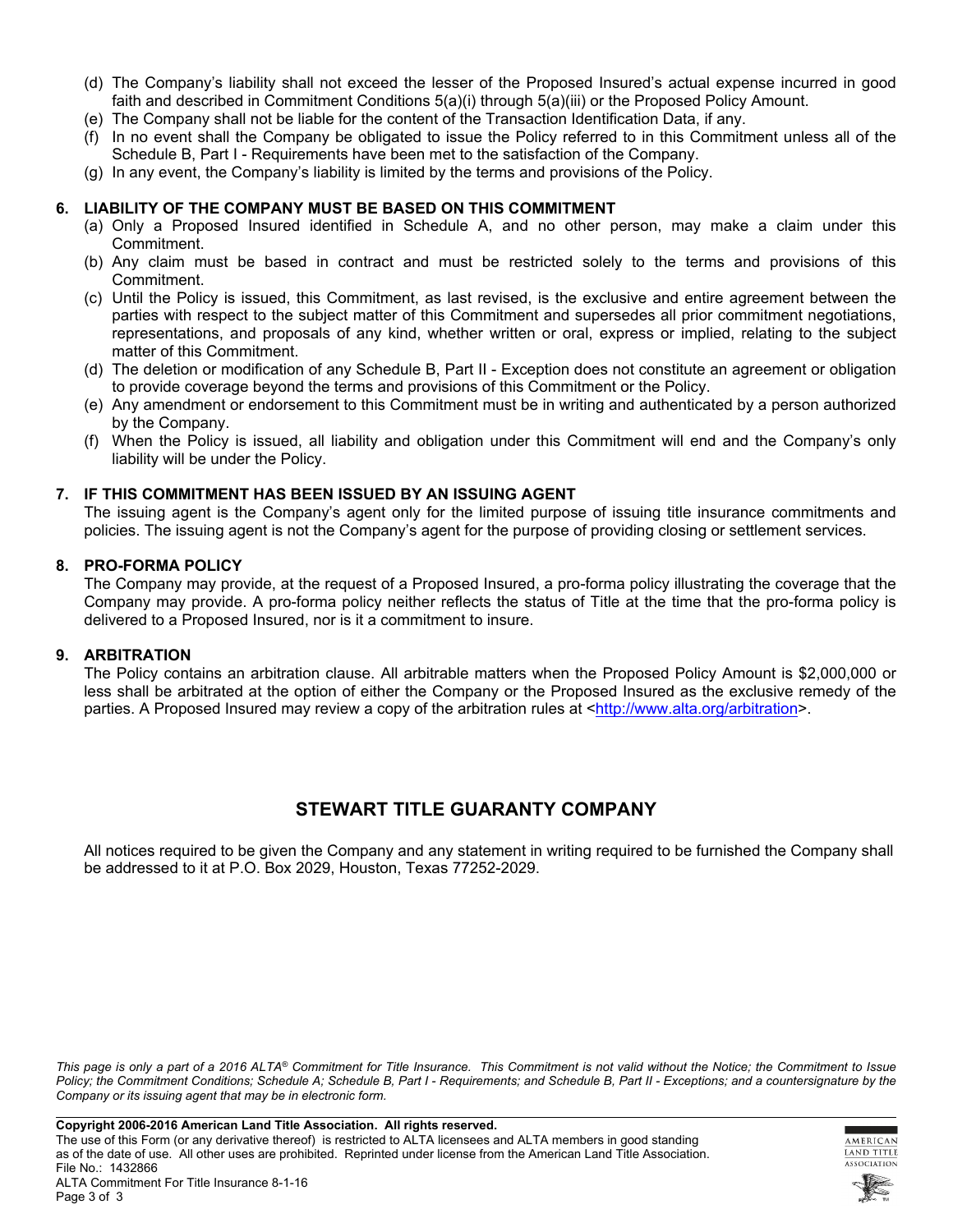(d) The Company's liability shall not exceed the lesser of the Proposed Insured's actual expense incurred in good faith and described in Commitment Conditions 5(a)(i) through 5(a)(iii) or the Proposed Policy Amount.

(e) The Company shall not be liable for the content of the Transaction Identification Data, if any.

(f) In no event shall the Company be obligated to issue the Policy referred to in this Commitment unless all of the Schedule B, Part I - Requirements have been met to the satisfaction of the Company.

(g) In any event, the Company's liability is limited by the terms and provisions of the Policy.

**6. LIABILITY OF THE COMPANY MUST BE BASED ON THIS COMMITMENT**

(a) Only a Proposed Insured identified in Schedule A, and no other person, may make a claim under this Commitment.

(b) Any claim must be based in contract and must be restricted solely to the terms and provisions of this Commitment.

(c) Until the Policy is issued, this Commitment, as last revised, is the exclusive and entire agreement between the parties with respect to the subject matter of this Commitment and supersedes all prior commitment negotiations, representations, and proposals of any kind, whether written or oral, express or implied, relating to the subject matter of this Commitment.

(d) The deletion or modification of any Schedule B, Part II - Exception does not constitute an agreement or obligation to provide coverage beyond the terms and provisions of this Commitment or the Policy.

(e) Any amendment or endorsement to this Commitment must be in writing and authenticated by a person authorized by the Company.

(f) When the Policy is issued, all liability and obligation under this Commitment will end and the Company's only liability will be under the Policy.

**7. IF THIS COMMITMENT HAS BEEN ISSUED BY AN ISSUING AGENT**

The issuing agent is the Company's agent only for the limited purpose of issuing title insurance commitments and policies. The issuing agent is not the Company's agent for the purpose of providing closing or settlement services.

**8. PRO-FORMA POLICY**

The Company may provide, at the request of a Proposed Insured, a pro-forma policy illustrating the coverage that the Company may provide. A pro-forma policy neither reflects the status of Title at the time that the pro-forma policy is delivered to a Proposed Insured, nor is it a commitment to insure.

**9. ARBITRATION**

The Policy contains an arbitration clause. All arbitrable matters when the Proposed Policy Amount is $2,000,000 or less shall be arbitrated at the option of either the Company or the Proposed Insured as the exclusive remedy of the parties. A Proposed Insured may review a copy of the arbitration rules at <http://www.alta.org/arbitration>.

## STEWART TITLE GUARANTY COMPANY

All notices required to be given the Company and any statement in writing required to be furnished the Company shall be addressed to it at P.O. Box 2029, Houston, Texas 77252-2029.

*This page is only a part of a 2016 ALTA® Commitment for Title Insurance. This Commitment is not valid without the Notice; the Commitment to Issue Policy; the Commitment Conditions; Schedule A; Schedule B, Part I - Requirements; and Schedule B, Part II - Exceptions; and a countersignature by the Company or its issuing agent that may be in electronic form.*

**Copyright 2006-2016 American Land Title Association. All rights reserved.**

The use of this Form (or any derivative thereof) is restricted to ALTA licensees and ALTA members in good standing as of the date of use. All other uses are prohibited. Reprinted under license from the American Land Title Association.

File No.: 1432866

ALTA Commitment For Title Insurance 8-1-16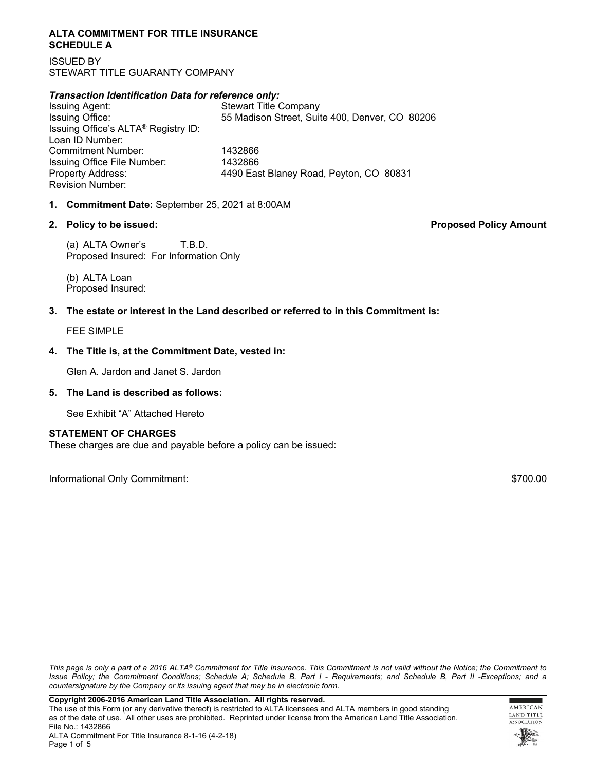**ALTA COMMITMENT FOR TITLE INSURANCE**
**SCHEDULE A**

ISSUED BY
STEWART TITLE GUARANTY COMPANY

***Transaction Identification Data for reference only:***

| | |
|---|---|
| Issuing Agent: | Stewart Title Company |
| Issuing Office: | 55 Madison Street, Suite 400, Denver, CO 80206 |
| Issuing Office's ALTA® Registry ID: | |
| Loan ID Number: | |
| Commitment Number: | 1432866 |
| Issuing Office File Number: | 1432866 |
| Property Address: | 4490 East Blaney Road, Peyton, CO 80831 |
| Revision Number: | |

1. **Commitment Date:** September 25, 2021 at 8:00AM

2. **Policy to be issued:** **Proposed Policy Amount**

   (a) ALTA Owner's T.B.D.
   Proposed Insured: For Information Only

   (b) ALTA Loan
   Proposed Insured:

3. **The estate or interest in the Land described or referred to in this Commitment is:**

   FEE SIMPLE

4. **The Title is, at the Commitment Date, vested in:**

   Glen A. Jardon and Janet S. Jardon

5. **The Land is described as follows:**

   See Exhibit "A" Attached Hereto

**STATEMENT OF CHARGES**
These charges are due and payable before a policy can be issued:

Informational Only Commitment: $700.00

*This page is only a part of a 2016 ALTA® Commitment for Title Insurance. This Commitment is not valid without the Notice; the Commitment to Issue Policy; the Commitment Conditions; Schedule A; Schedule B, Part I - Requirements; and Schedule B, Part II -Exceptions; and a countersignature by the Company or its issuing agent that may be in electronic form.*

**Copyright 2006-2016 American Land Title Association. All rights reserved.**
The use of this Form (or any derivative thereof) is restricted to ALTA licensees and ALTA members in good standing as of the date of use. All other uses are prohibited. Reprinted under license from the American Land Title Association.
File No.: 1432866
ALTA Commitment For Title Insurance 8-1-16 (4-2-18)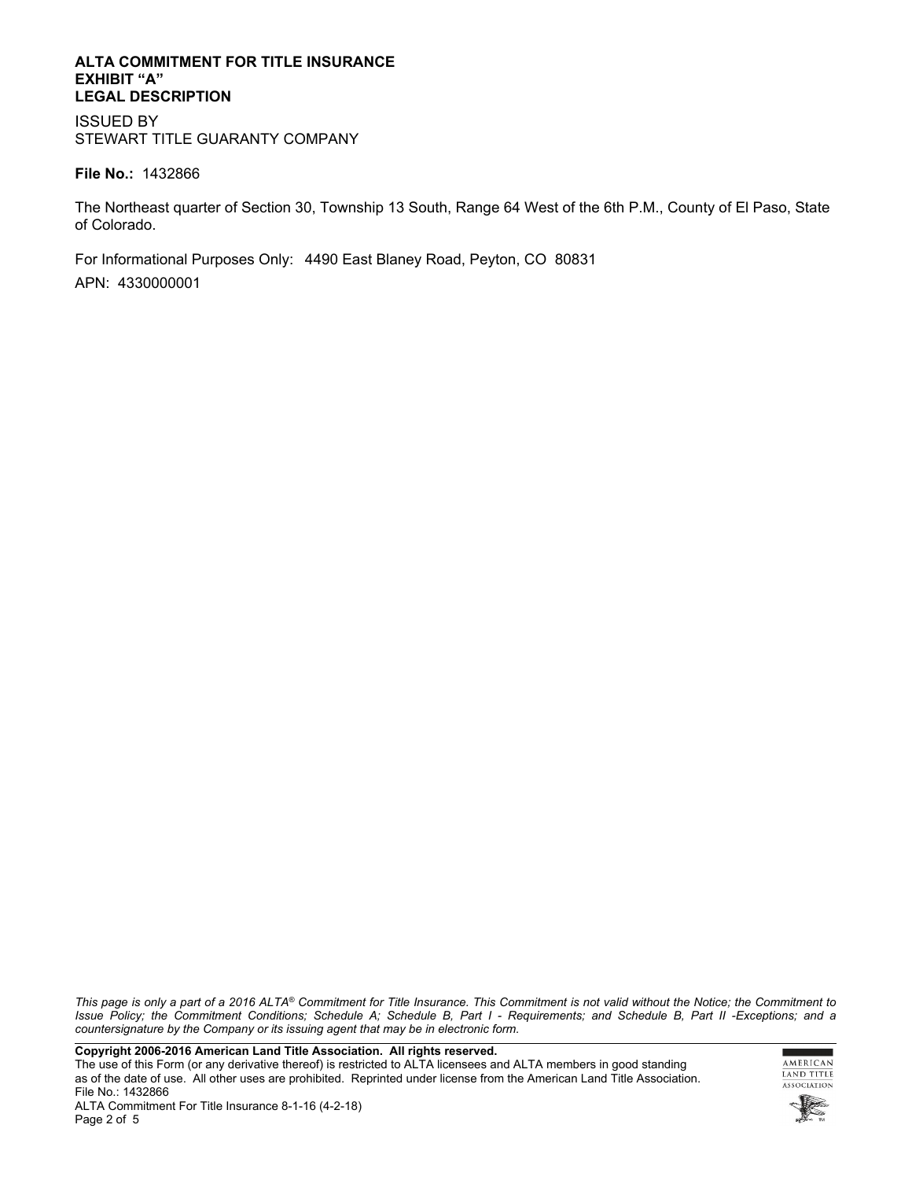**ALTA COMMITMENT FOR TITLE INSURANCE**
**EXHIBIT "A"**
**LEGAL DESCRIPTION**

ISSUED BY
STEWART TITLE GUARANTY COMPANY

**File No.:** 1432866

The Northeast quarter of Section 30, Township 13 South, Range 64 West of the 6th P.M., County of El Paso, State of Colorado.

For Informational Purposes Only: 4490 East Blaney Road, Peyton, CO 80831

APN: 4330000001

*This page is only a part of a 2016 ALTA® Commitment for Title Insurance. This Commitment is not valid without the Notice; the Commitment to Issue Policy; the Commitment Conditions; Schedule A; Schedule B, Part I - Requirements; and Schedule B, Part II -Exceptions; and a countersignature by the Company or its issuing agent that may be in electronic form.*

**Copyright 2006-2016 American Land Title Association. All rights reserved.**
The use of this Form (or any derivative thereof) is restricted to ALTA licensees and ALTA members in good standing as of the date of use. All other uses are prohibited. Reprinted under license from the American Land Title Association.
File No.: 1432866
ALTA Commitment For Title Insurance 8-1-16 (4-2-18)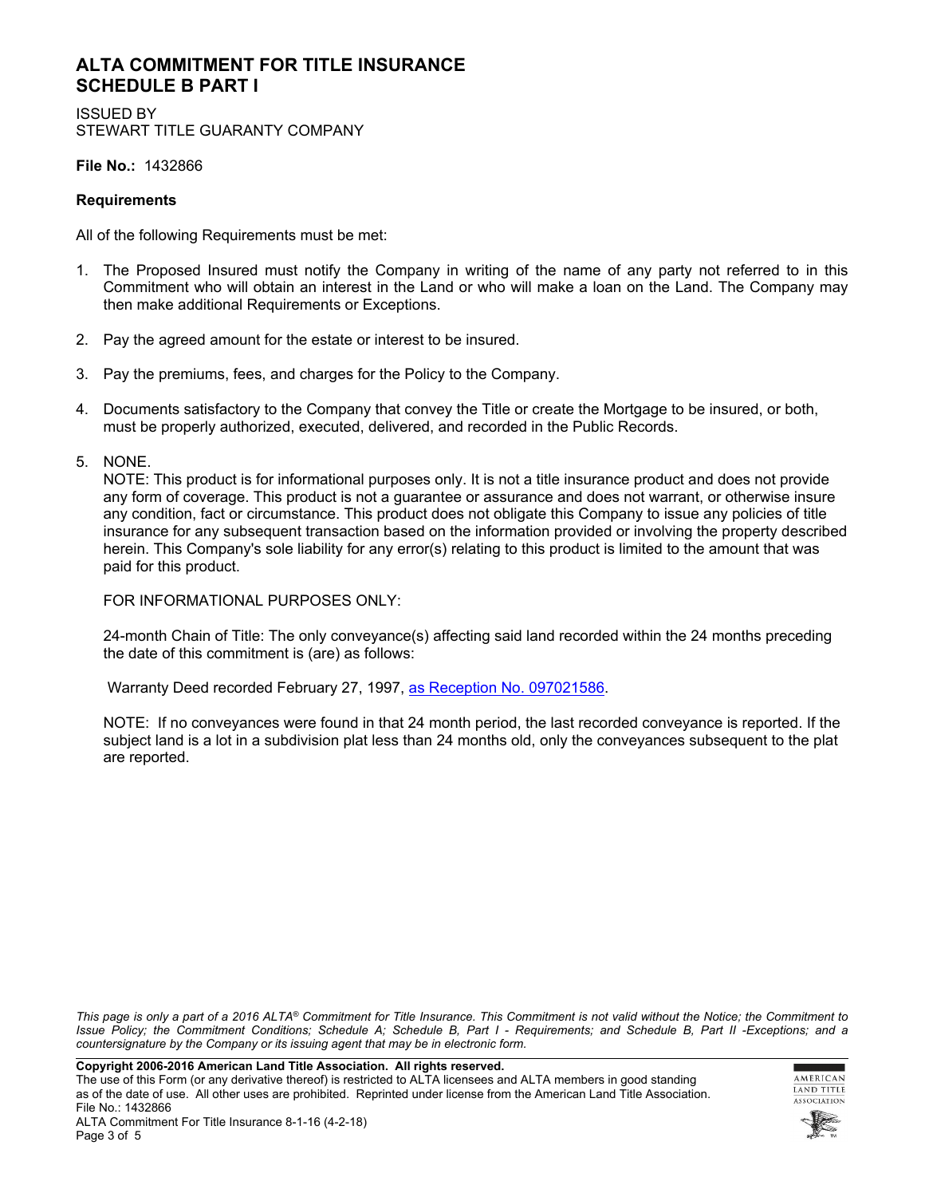# ALTA COMMITMENT FOR TITLE INSURANCE
# SCHEDULE B PART I

ISSUED BY
STEWART TITLE GUARANTY COMPANY

**File No.:** 1432866

**Requirements**

All of the following Requirements must be met:

1. The Proposed Insured must notify the Company in writing of the name of any party not referred to in this Commitment who will obtain an interest in the Land or who will make a loan on the Land. The Company may then make additional Requirements or Exceptions.

2. Pay the agreed amount for the estate or interest to be insured.

3. Pay the premiums, fees, and charges for the Policy to the Company.

4. Documents satisfactory to the Company that convey the Title or create the Mortgage to be insured, or both, must be properly authorized, executed, delivered, and recorded in the Public Records.

5. NONE.
   NOTE: This product is for informational purposes only. It is not a title insurance product and does not provide any form of coverage. This product is not a guarantee or assurance and does not warrant, or otherwise insure any condition, fact or circumstance. This product does not obligate this Company to issue any policies of title insurance for any subsequent transaction based on the information provided or involving the property described herein. This Company's sole liability for any error(s) relating to this product is limited to the amount that was paid for this product.

   FOR INFORMATIONAL PURPOSES ONLY:

   24-month Chain of Title: The only conveyance(s) affecting said land recorded within the 24 months preceding the date of this commitment is (are) as follows:

   Warranty Deed recorded February 27, 1997, as Reception No. 097021586.

   NOTE: If no conveyances were found in that 24 month period, the last recorded conveyance is reported. If the subject land is a lot in a subdivision plat less than 24 months old, only the conveyances subsequent to the plat are reported.

*This page is only a part of a 2016 ALTA® Commitment for Title Insurance. This Commitment is not valid without the Notice; the Commitment to Issue Policy; the Commitment Conditions; Schedule A; Schedule B, Part I - Requirements; and Schedule B, Part II -Exceptions; and a countersignature by the Company or its issuing agent that may be in electronic form.*

**Copyright 2006-2016 American Land Title Association. All rights reserved.**
The use of this Form (or any derivative thereof) is restricted to ALTA licensees and ALTA members in good standing as of the date of use. All other uses are prohibited. Reprinted under license from the American Land Title Association.
File No.: 1432866
ALTA Commitment For Title Insurance 8-1-16 (4-2-18)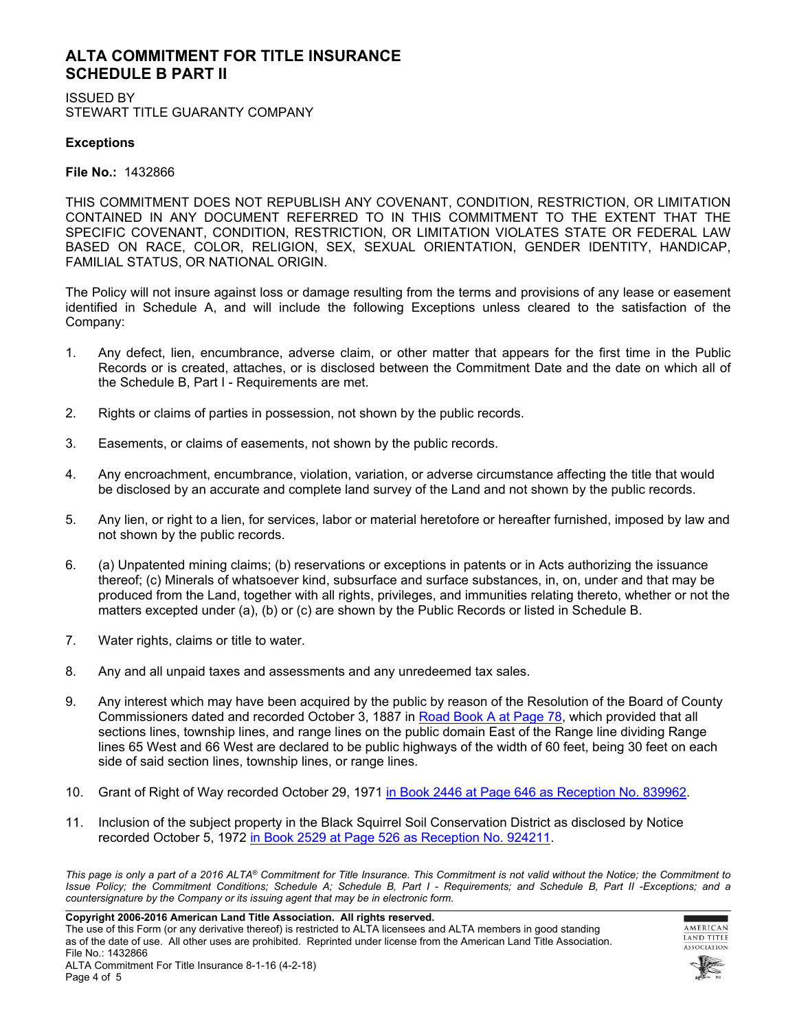# ALTA COMMITMENT FOR TITLE INSURANCE
# SCHEDULE B PART II

ISSUED BY
STEWART TITLE GUARANTY COMPANY

**Exceptions**

**File No.:** 1432866

THIS COMMITMENT DOES NOT REPUBLISH ANY COVENANT, CONDITION, RESTRICTION, OR LIMITATION CONTAINED IN ANY DOCUMENT REFERRED TO IN THIS COMMITMENT TO THE EXTENT THAT THE SPECIFIC COVENANT, CONDITION, RESTRICTION, OR LIMITATION VIOLATES STATE OR FEDERAL LAW BASED ON RACE, COLOR, RELIGION, SEX, SEXUAL ORIENTATION, GENDER IDENTITY, HANDICAP, FAMILIAL STATUS, OR NATIONAL ORIGIN.

The Policy will not insure against loss or damage resulting from the terms and provisions of any lease or easement identified in Schedule A, and will include the following Exceptions unless cleared to the satisfaction of the Company:

1. Any defect, lien, encumbrance, adverse claim, or other matter that appears for the first time in the Public Records or is created, attaches, or is disclosed between the Commitment Date and the date on which all of the Schedule B, Part I - Requirements are met.

2. Rights or claims of parties in possession, not shown by the public records.

3. Easements, or claims of easements, not shown by the public records.

4. Any encroachment, encumbrance, violation, variation, or adverse circumstance affecting the title that would be disclosed by an accurate and complete land survey of the Land and not shown by the public records.

5. Any lien, or right to a lien, for services, labor or material heretofore or hereafter furnished, imposed by law and not shown by the public records.

6. (a) Unpatented mining claims; (b) reservations or exceptions in patents or in Acts authorizing the issuance thereof; (c) Minerals of whatsoever kind, subsurface and surface substances, in, on, under and that may be produced from the Land, together with all rights, privileges, and immunities relating thereto, whether or not the matters excepted under (a), (b) or (c) are shown by the Public Records or listed in Schedule B.

7. Water rights, claims or title to water.

8. Any and all unpaid taxes and assessments and any unredeemed tax sales.

9. Any interest which may have been acquired by the public by reason of the Resolution of the Board of County Commissioners dated and recorded October 3, 1887 in Road Book A at Page 78, which provided that all sections lines, township lines, and range lines on the public domain East of the Range line dividing Range lines 65 West and 66 West are declared to be public highways of the width of 60 feet, being 30 feet on each side of said section lines, township lines, or range lines.

10. Grant of Right of Way recorded October 29, 1971 in Book 2446 at Page 646 as Reception No. 839962.

11. Inclusion of the subject property in the Black Squirrel Soil Conservation District as disclosed by Notice recorded October 5, 1972 in Book 2529 at Page 526 as Reception No. 924211.

*This page is only a part of a 2016 ALTA® Commitment for Title Insurance. This Commitment is not valid without the Notice; the Commitment to Issue Policy; the Commitment Conditions; Schedule A; Schedule B, Part I - Requirements; and Schedule B, Part II -Exceptions; and a countersignature by the Company or its issuing agent that may be in electronic form.*

**Copyright 2006-2016 American Land Title Association. All rights reserved.**
The use of this Form (or any derivative thereof) is restricted to ALTA licensees and ALTA members in good standing as of the date of use. All other uses are prohibited. Reprinted under license from the American Land Title Association.
File No.: 1432866
ALTA Commitment For Title Insurance 8-1-16 (4-2-18)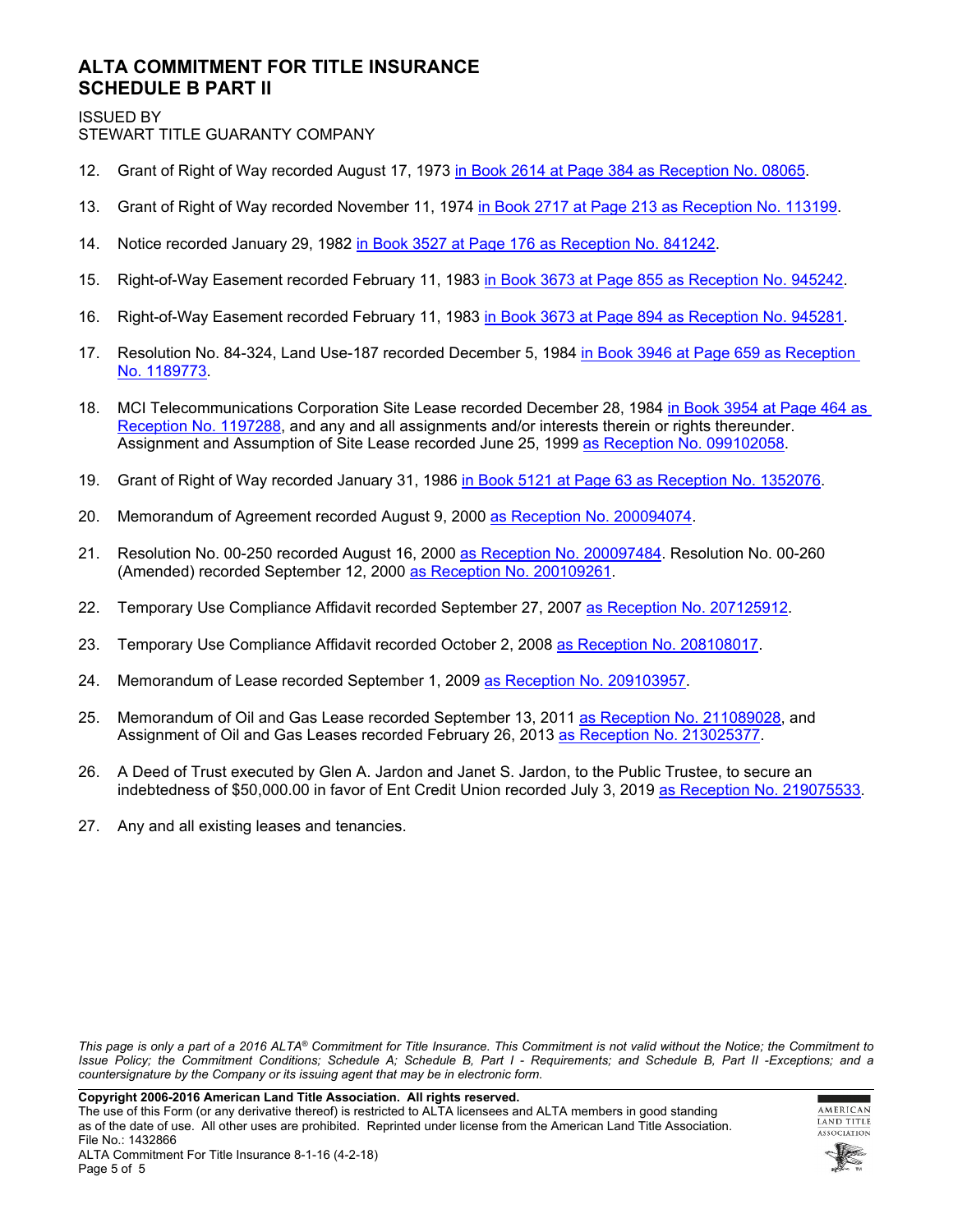# ALTA COMMITMENT FOR TITLE INSURANCE
# SCHEDULE B PART II

ISSUED BY
STEWART TITLE GUARANTY COMPANY

12. Grant of Right of Way recorded August 17, 1973 in Book 2614 at Page 384 as Reception No. 08065.

13. Grant of Right of Way recorded November 11, 1974 in Book 2717 at Page 213 as Reception No. 113199.

14. Notice recorded January 29, 1982 in Book 3527 at Page 176 as Reception No. 841242.

15. Right-of-Way Easement recorded February 11, 1983 in Book 3673 at Page 855 as Reception No. 945242.

16. Right-of-Way Easement recorded February 11, 1983 in Book 3673 at Page 894 as Reception No. 945281.

17. Resolution No. 84-324, Land Use-187 recorded December 5, 1984 in Book 3946 at Page 659 as Reception No. 1189773.

18. MCI Telecommunications Corporation Site Lease recorded December 28, 1984 in Book 3954 at Page 464 as Reception No. 1197288, and any and all assignments and/or interests therein or rights thereunder. Assignment and Assumption of Site Lease recorded June 25, 1999 as Reception No. 099102058.

19. Grant of Right of Way recorded January 31, 1986 in Book 5121 at Page 63 as Reception No. 1352076.

20. Memorandum of Agreement recorded August 9, 2000 as Reception No. 200094074.

21. Resolution No. 00-250 recorded August 16, 2000 as Reception No. 200097484. Resolution No. 00-260 (Amended) recorded September 12, 2000 as Reception No. 200109261.

22. Temporary Use Compliance Affidavit recorded September 27, 2007 as Reception No. 207125912.

23. Temporary Use Compliance Affidavit recorded October 2, 2008 as Reception No. 208108017.

24. Memorandum of Lease recorded September 1, 2009 as Reception No. 209103957.

25. Memorandum of Oil and Gas Lease recorded September 13, 2011 as Reception No. 211089028, and Assignment of Oil and Gas Leases recorded February 26, 2013 as Reception No. 213025377.

26. A Deed of Trust executed by Glen A. Jardon and Janet S. Jardon, to the Public Trustee, to secure an indebtedness of $50,000.00 in favor of Ent Credit Union recorded July 3, 2019 as Reception No. 219075533.

27. Any and all existing leases and tenancies.

*This page is only a part of a 2016 ALTA® Commitment for Title Insurance. This Commitment is not valid without the Notice; the Commitment to Issue Policy; the Commitment Conditions; Schedule A; Schedule B, Part I - Requirements; and Schedule B, Part II -Exceptions; and a countersignature by the Company or its issuing agent that may be in electronic form.*

**Copyright 2006-2016 American Land Title Association. All rights reserved.**
The use of this Form (or any derivative thereof) is restricted to ALTA licensees and ALTA members in good standing as of the date of use. All other uses are prohibited. Reprinted under license from the American Land Title Association.
File No.: 1432866
ALTA Commitment For Title Insurance 8-1-16 (4-2-18)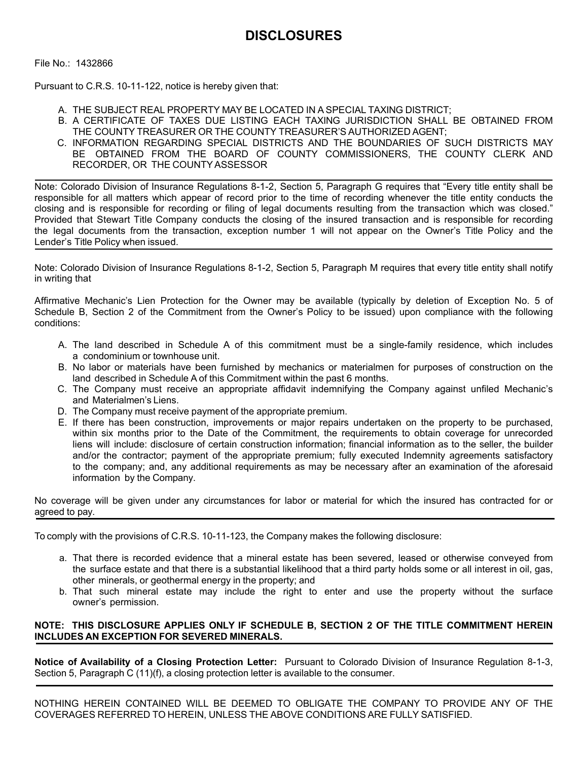# DISCLOSURES

File No.: 1432866

Pursuant to C.R.S. 10-11-122, notice is hereby given that:

A. THE SUBJECT REAL PROPERTY MAY BE LOCATED IN A SPECIAL TAXING DISTRICT;
B. A CERTIFICATE OF TAXES DUE LISTING EACH TAXING JURISDICTION SHALL BE OBTAINED FROM THE COUNTY TREASURER OR THE COUNTY TREASURER'S AUTHORIZED AGENT;
C. INFORMATION REGARDING SPECIAL DISTRICTS AND THE BOUNDARIES OF SUCH DISTRICTS MAY BE OBTAINED FROM THE BOARD OF COUNTY COMMISSIONERS, THE COUNTY CLERK AND RECORDER, OR THE COUNTY ASSESSOR

---

Note: Colorado Division of Insurance Regulations 8-1-2, Section 5, Paragraph G requires that "Every title entity shall be responsible for all matters which appear of record prior to the time of recording whenever the title entity conducts the closing and is responsible for recording or filing of legal documents resulting from the transaction which was closed." Provided that Stewart Title Company conducts the closing of the insured transaction and is responsible for recording the legal documents from the transaction, exception number 1 will not appear on the Owner's Title Policy and the Lender's Title Policy when issued.

---

Note: Colorado Division of Insurance Regulations 8-1-2, Section 5, Paragraph M requires that every title entity shall notify in writing that

Affirmative Mechanic's Lien Protection for the Owner may be available (typically by deletion of Exception No. 5 of Schedule B, Section 2 of the Commitment from the Owner's Policy to be issued) upon compliance with the following conditions:

A. The land described in Schedule A of this commitment must be a single-family residence, which includes a condominium or townhouse unit.
B. No labor or materials have been furnished by mechanics or materialmen for purposes of construction on the land described in Schedule A of this Commitment within the past 6 months.
C. The Company must receive an appropriate affidavit indemnifying the Company against unfiled Mechanic's and Materialmen's Liens.
D. The Company must receive payment of the appropriate premium.
E. If there has been construction, improvements or major repairs undertaken on the property to be purchased, within six months prior to the Date of the Commitment, the requirements to obtain coverage for unrecorded liens will include: disclosure of certain construction information; financial information as to the seller, the builder and/or the contractor; payment of the appropriate premium; fully executed Indemnity agreements satisfactory to the company; and, any additional requirements as may be necessary after an examination of the aforesaid information by the Company.

No coverage will be given under any circumstances for labor or material for which the insured has contracted for or agreed to pay.

---

To comply with the provisions of C.R.S. 10-11-123, the Company makes the following disclosure:

a. That there is recorded evidence that a mineral estate has been severed, leased or otherwise conveyed from the surface estate and that there is a substantial likelihood that a third party holds some or all interest in oil, gas, other minerals, or geothermal energy in the property; and
b. That such mineral estate may include the right to enter and use the property without the surface owner's permission.

**NOTE: THIS DISCLOSURE APPLIES ONLY IF SCHEDULE B, SECTION 2 OF THE TITLE COMMITMENT HEREIN INCLUDES AN EXCEPTION FOR SEVERED MINERALS.**

---

**Notice of Availability of a Closing Protection Letter:** Pursuant to Colorado Division of Insurance Regulation 8-1-3, Section 5, Paragraph C (11)(f), a closing protection letter is available to the consumer.

---

NOTHING HEREIN CONTAINED WILL BE DEEMED TO OBLIGATE THE COMPANY TO PROVIDE ANY OF THE COVERAGES REFERRED TO HEREIN, UNLESS THE ABOVE CONDITIONS ARE FULLY SATISFIED.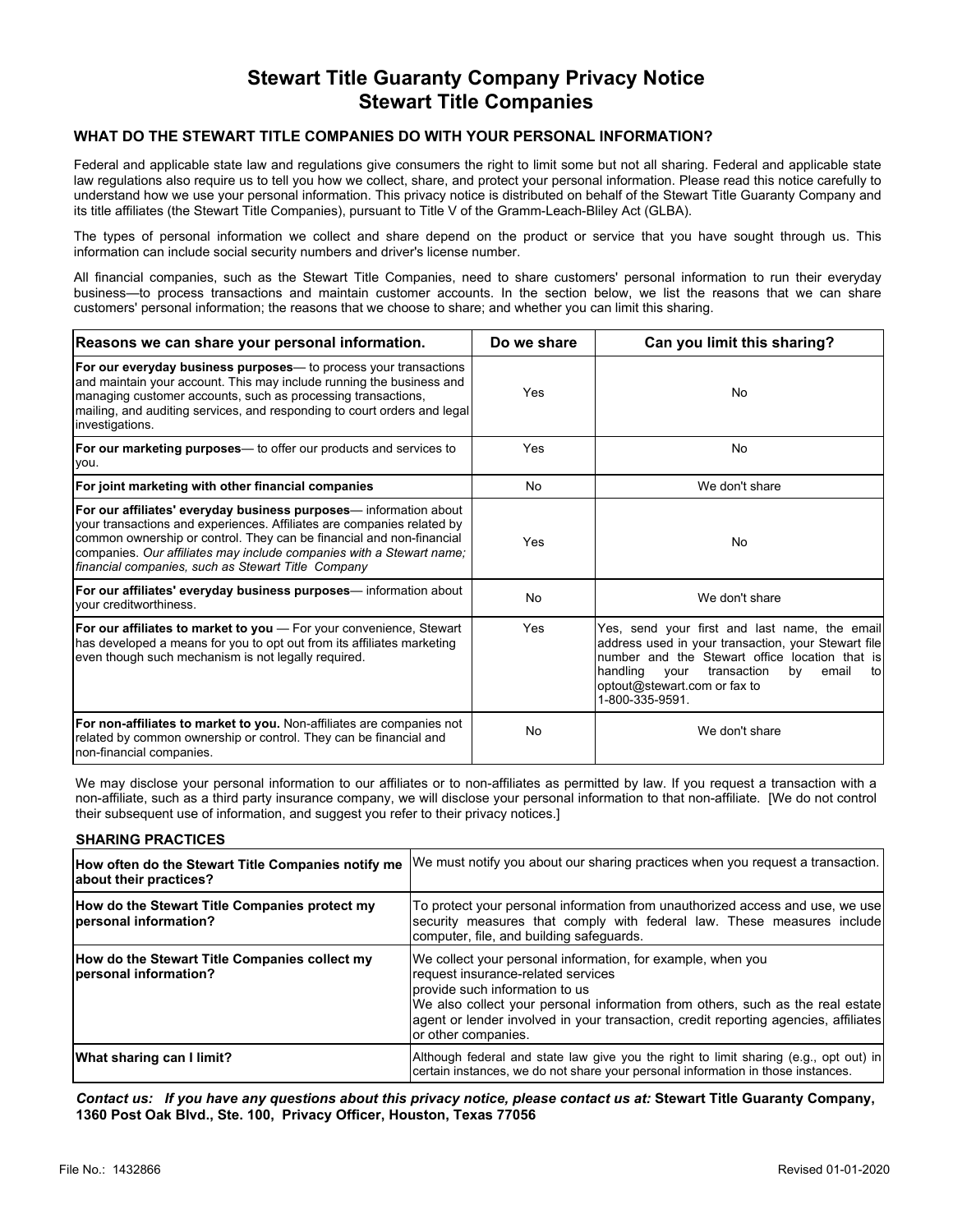# Stewart Title Guaranty Company Privacy Notice
# Stewart Title Companies

### WHAT DO THE STEWART TITLE COMPANIES DO WITH YOUR PERSONAL INFORMATION?

Federal and applicable state law and regulations give consumers the right to limit some but not all sharing. Federal and applicable state law regulations also require us to tell you how we collect, share, and protect your personal information. Please read this notice carefully to understand how we use your personal information. This privacy notice is distributed on behalf of the Stewart Title Guaranty Company and its title affiliates (the Stewart Title Companies), pursuant to Title V of the Gramm-Leach-Bliley Act (GLBA).

The types of personal information we collect and share depend on the product or service that you have sought through us. This information can include social security numbers and driver's license number.

All financial companies, such as the Stewart Title Companies, need to share customers' personal information to run their everyday business—to process transactions and maintain customer accounts. In the section below, we list the reasons that we can share customers' personal information; the reasons that we choose to share; and whether you can limit this sharing.

| Reasons we can share your personal information. | Do we share | Can you limit this sharing? |
|---|---|---|
| **For our everyday business purposes**— to process your transactions and maintain your account. This may include running the business and managing customer accounts, such as processing transactions, mailing, and auditing services, and responding to court orders and legal investigations. | Yes | No |
| **For our marketing purposes**— to offer our products and services to you. | Yes | No |
| **For joint marketing with other financial companies** | No | We don't share |
| **For our affiliates' everyday business purposes**— information about your transactions and experiences. Affiliates are companies related by common ownership or control. They can be financial and non-financial companies. *Our affiliates may include companies with a Stewart name; financial companies, such as Stewart Title Company* | Yes | No |
| **For our affiliates' everyday business purposes**— information about your creditworthiness. | No | We don't share |
| **For our affiliates to market to you** — For your convenience, Stewart has developed a means for you to opt out from its affiliates marketing even though such mechanism is not legally required. | Yes | Yes, send your first and last name, the email address used in your transaction, your Stewart file number and the Stewart office location that is handling your transaction by email to optout@stewart.com or fax to 1-800-335-9591. |
| **For non-affiliates to market to you.** Non-affiliates are companies not related by common ownership or control. They can be financial and non-financial companies. | No | We don't share |

We may disclose your personal information to our affiliates or to non-affiliates as permitted by law. If you request a transaction with a non-affiliate, such as a third party insurance company, we will disclose your personal information to that non-affiliate. [We do not control their subsequent use of information, and suggest you refer to their privacy notices.]

### SHARING PRACTICES

| | |
|---|---|
| **How often do the Stewart Title Companies notify me about their practices?** | We must notify you about our sharing practices when you request a transaction. |
| **How do the Stewart Title Companies protect my personal information?** | To protect your personal information from unauthorized access and use, we use security measures that comply with federal law. These measures include computer, file, and building safeguards. |
| **How do the Stewart Title Companies collect my personal information?** | We collect your personal information, for example, when you request insurance-related services provide such information to us We also collect your personal information from others, such as the real estate agent or lender involved in your transaction, credit reporting agencies, affiliates or other companies. |
| **What sharing can I limit?** | Although federal and state law give you the right to limit sharing (e.g., opt out) in certain instances, we do not share your personal information in those instances. |

***Contact us: If you have any questions about this privacy notice, please contact us at:*** **Stewart Title Guaranty Company, 1360 Post Oak Blvd., Ste. 100, Privacy Officer, Houston, Texas 77056**

File No.: 1432866

Revised 01-01-2020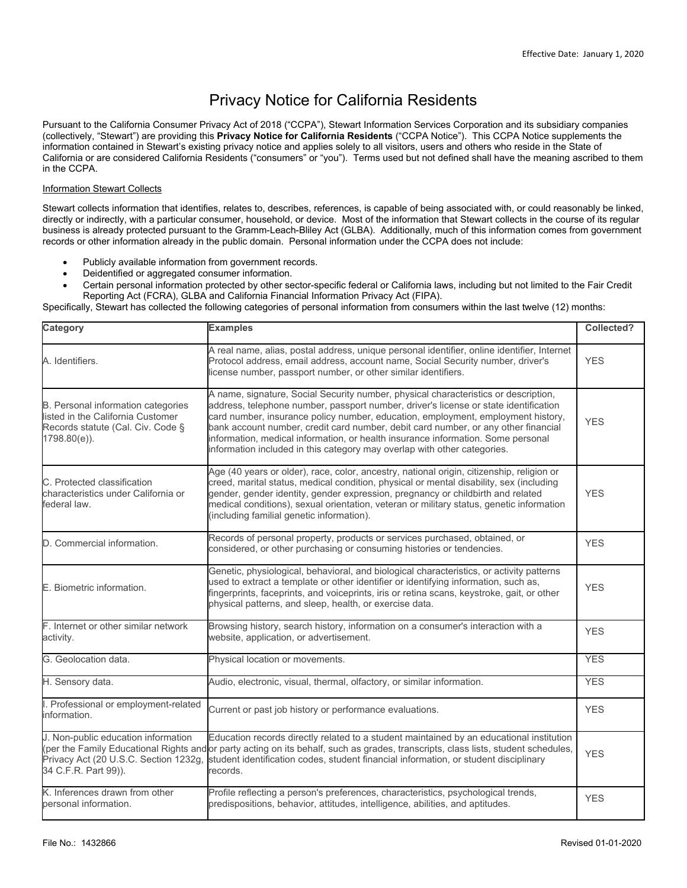Effective Date: January 1, 2020

# Privacy Notice for California Residents

Pursuant to the California Consumer Privacy Act of 2018 ("CCPA"), Stewart Information Services Corporation and its subsidiary companies (collectively, "Stewart") are providing this **Privacy Notice for California Residents** ("CCPA Notice"). This CCPA Notice supplements the information contained in Stewart's existing privacy notice and applies solely to all visitors, users and others who reside in the State of California or are considered California Residents ("consumers" or "you"). Terms used but not defined shall have the meaning ascribed to them in the CCPA.

<u>Information Stewart Collects</u>

Stewart collects information that identifies, relates to, describes, references, is capable of being associated with, or could reasonably be linked, directly or indirectly, with a particular consumer, household, or device. Most of the information that Stewart collects in the course of its regular business is already protected pursuant to the Gramm-Leach-Bliley Act (GLBA). Additionally, much of this information comes from government records or other information already in the public domain. Personal information under the CCPA does not include:

- Publicly available information from government records.
- Deidentified or aggregated consumer information.
- Certain personal information protected by other sector-specific federal or California laws, including but not limited to the Fair Credit Reporting Act (FCRA), GLBA and California Financial Information Privacy Act (FIPA).

Specifically, Stewart has collected the following categories of personal information from consumers within the last twelve (12) months:

| Category | Examples | Collected? |
|---|---|---|
| A. Identifiers. | A real name, alias, postal address, unique personal identifier, online identifier, Internet Protocol address, email address, account name, Social Security number, driver's license number, passport number, or other similar identifiers. | YES |
| B. Personal information categories listed in the California Customer Records statute (Cal. Civ. Code § 1798.80(e)). | A name, signature, Social Security number, physical characteristics or description, address, telephone number, passport number, driver's license or state identification card number, insurance policy number, education, employment, employment history, bank account number, credit card number, debit card number, or any other financial information, medical information, or health insurance information. Some personal information included in this category may overlap with other categories. | YES |
| C. Protected classification characteristics under California or federal law. | Age (40 years or older), race, color, ancestry, national origin, citizenship, religion or creed, marital status, medical condition, physical or mental disability, sex (including gender, gender identity, gender expression, pregnancy or childbirth and related medical conditions), sexual orientation, veteran or military status, genetic information (including familial genetic information). | YES |
| D. Commercial information. | Records of personal property, products or services purchased, obtained, or considered, or other purchasing or consuming histories or tendencies. | YES |
| E. Biometric information. | Genetic, physiological, behavioral, and biological characteristics, or activity patterns used to extract a template or other identifier or identifying information, such as, fingerprints, faceprints, and voiceprints, iris or retina scans, keystroke, gait, or other physical patterns, and sleep, health, or exercise data. | YES |
| F. Internet or other similar network activity. | Browsing history, search history, information on a consumer's interaction with a website, application, or advertisement. | YES |
| G. Geolocation data. | Physical location or movements. | YES |
| H. Sensory data. | Audio, electronic, visual, thermal, olfactory, or similar information. | YES |
| I. Professional or employment-related information. | Current or past job history or performance evaluations. | YES |
| J. Non-public education information (per the Family Educational Rights and Privacy Act (20 U.S.C. Section 1232g, 34 C.F.R. Part 99)). | Education records directly related to a student maintained by an educational institution or party acting on its behalf, such as grades, transcripts, class lists, student schedules, student identification codes, student financial information, or student disciplinary records. | YES |
| K. Inferences drawn from other personal information. | Profile reflecting a person's preferences, characteristics, psychological trends, predispositions, behavior, attitudes, intelligence, abilities, and aptitudes. | YES |

File No.: 1432866

Revised 01-01-2020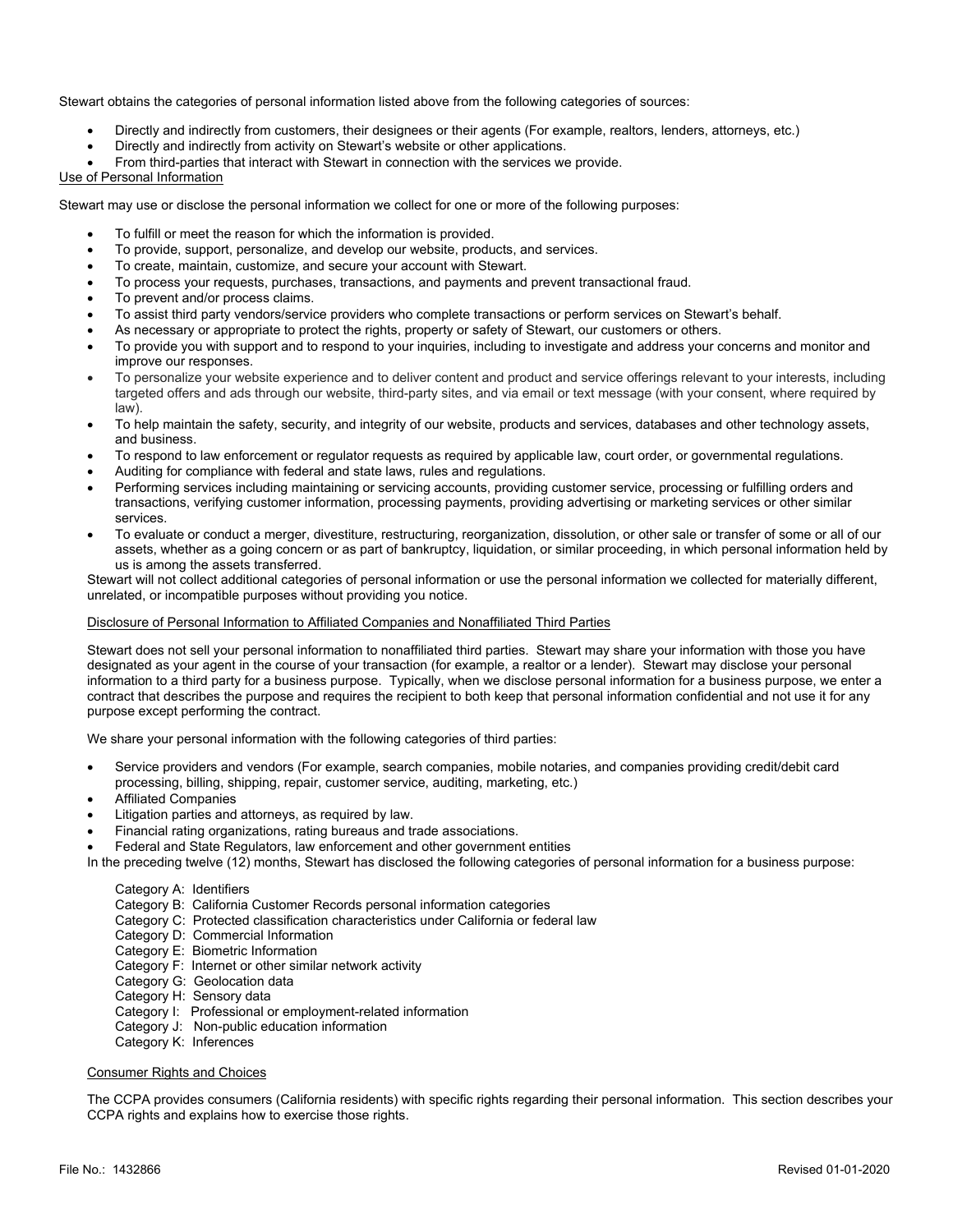Stewart obtains the categories of personal information listed above from the following categories of sources:

- Directly and indirectly from customers, their designees or their agents (For example, realtors, lenders, attorneys, etc.)
- Directly and indirectly from activity on Stewart's website or other applications.
- From third-parties that interact with Stewart in connection with the services we provide.

Use of Personal Information

Stewart may use or disclose the personal information we collect for one or more of the following purposes:

- To fulfill or meet the reason for which the information is provided.
- To provide, support, personalize, and develop our website, products, and services.
- To create, maintain, customize, and secure your account with Stewart.
- To process your requests, purchases, transactions, and payments and prevent transactional fraud.
- To prevent and/or process claims.
- To assist third party vendors/service providers who complete transactions or perform services on Stewart's behalf.
- As necessary or appropriate to protect the rights, property or safety of Stewart, our customers or others.
- To provide you with support and to respond to your inquiries, including to investigate and address your concerns and monitor and improve our responses.
- To personalize your website experience and to deliver content and product and service offerings relevant to your interests, including targeted offers and ads through our website, third-party sites, and via email or text message (with your consent, where required by law).
- To help maintain the safety, security, and integrity of our website, products and services, databases and other technology assets, and business.
- To respond to law enforcement or regulator requests as required by applicable law, court order, or governmental regulations.
- Auditing for compliance with federal and state laws, rules and regulations.
- Performing services including maintaining or servicing accounts, providing customer service, processing or fulfilling orders and transactions, verifying customer information, processing payments, providing advertising or marketing services or other similar services.
- To evaluate or conduct a merger, divestiture, restructuring, reorganization, dissolution, or other sale or transfer of some or all of our assets, whether as a going concern or as part of bankruptcy, liquidation, or similar proceeding, in which personal information held by us is among the assets transferred.

Stewart will not collect additional categories of personal information or use the personal information we collected for materially different, unrelated, or incompatible purposes without providing you notice.

Disclosure of Personal Information to Affiliated Companies and Nonaffiliated Third Parties

Stewart does not sell your personal information to nonaffiliated third parties. Stewart may share your information with those you have designated as your agent in the course of your transaction (for example, a realtor or a lender). Stewart may disclose your personal information to a third party for a business purpose. Typically, when we disclose personal information for a business purpose, we enter a contract that describes the purpose and requires the recipient to both keep that personal information confidential and not use it for any purpose except performing the contract.

We share your personal information with the following categories of third parties:

- Service providers and vendors (For example, search companies, mobile notaries, and companies providing credit/debit card processing, billing, shipping, repair, customer service, auditing, marketing, etc.)
- Affiliated Companies
- Litigation parties and attorneys, as required by law.
- Financial rating organizations, rating bureaus and trade associations.
- Federal and State Regulators, law enforcement and other government entities

In the preceding twelve (12) months, Stewart has disclosed the following categories of personal information for a business purpose:

Category A: Identifiers
Category B: California Customer Records personal information categories
Category C: Protected classification characteristics under California or federal law
Category D: Commercial Information
Category E: Biometric Information
Category F: Internet or other similar network activity
Category G: Geolocation data
Category H: Sensory data
Category I: Professional or employment-related information
Category J: Non-public education information
Category K: Inferences

Consumer Rights and Choices

The CCPA provides consumers (California residents) with specific rights regarding their personal information. This section describes your CCPA rights and explains how to exercise those rights.

File No.: 1432866 Revised 01-01-2020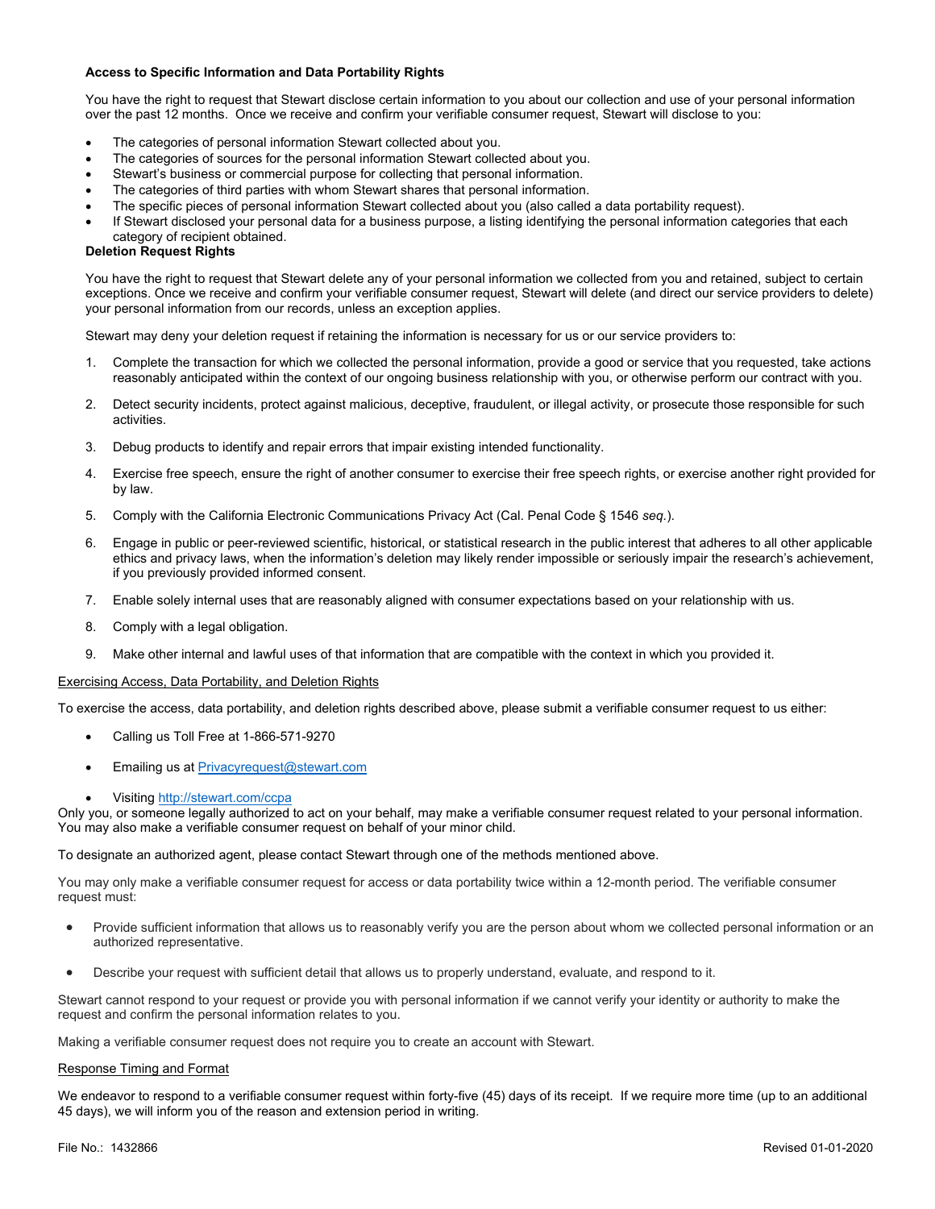**Access to Specific Information and Data Portability Rights**

You have the right to request that Stewart disclose certain information to you about our collection and use of your personal information over the past 12 months. Once we receive and confirm your verifiable consumer request, Stewart will disclose to you:

- The categories of personal information Stewart collected about you.
- The categories of sources for the personal information Stewart collected about you.
- Stewart's business or commercial purpose for collecting that personal information.
- The categories of third parties with whom Stewart shares that personal information.
- The specific pieces of personal information Stewart collected about you (also called a data portability request).
- If Stewart disclosed your personal data for a business purpose, a listing identifying the personal information categories that each category of recipient obtained.

**Deletion Request Rights**

You have the right to request that Stewart delete any of your personal information we collected from you and retained, subject to certain exceptions. Once we receive and confirm your verifiable consumer request, Stewart will delete (and direct our service providers to delete) your personal information from our records, unless an exception applies.

Stewart may deny your deletion request if retaining the information is necessary for us or our service providers to:

1. Complete the transaction for which we collected the personal information, provide a good or service that you requested, take actions reasonably anticipated within the context of our ongoing business relationship with you, or otherwise perform our contract with you.
2. Detect security incidents, protect against malicious, deceptive, fraudulent, or illegal activity, or prosecute those responsible for such activities.
3. Debug products to identify and repair errors that impair existing intended functionality.
4. Exercise free speech, ensure the right of another consumer to exercise their free speech rights, or exercise another right provided for by law.
5. Comply with the California Electronic Communications Privacy Act (Cal. Penal Code § 1546 *seq.*).
6. Engage in public or peer-reviewed scientific, historical, or statistical research in the public interest that adheres to all other applicable ethics and privacy laws, when the information's deletion may likely render impossible or seriously impair the research's achievement, if you previously provided informed consent.
7. Enable solely internal uses that are reasonably aligned with consumer expectations based on your relationship with us.
8. Comply with a legal obligation.
9. Make other internal and lawful uses of that information that are compatible with the context in which you provided it.

Exercising Access, Data Portability, and Deletion Rights

To exercise the access, data portability, and deletion rights described above, please submit a verifiable consumer request to us either:

- Calling us Toll Free at 1-866-571-9270
- Emailing us at Privacyrequest@stewart.com
- Visiting http://stewart.com/ccpa

Only you, or someone legally authorized to act on your behalf, may make a verifiable consumer request related to your personal information. You may also make a verifiable consumer request on behalf of your minor child.

To designate an authorized agent, please contact Stewart through one of the methods mentioned above.

You may only make a verifiable consumer request for access or data portability twice within a 12-month period. The verifiable consumer request must:

- Provide sufficient information that allows us to reasonably verify you are the person about whom we collected personal information or an authorized representative.
- Describe your request with sufficient detail that allows us to properly understand, evaluate, and respond to it.

Stewart cannot respond to your request or provide you with personal information if we cannot verify your identity or authority to make the request and confirm the personal information relates to you.

Making a verifiable consumer request does not require you to create an account with Stewart.

Response Timing and Format

We endeavor to respond to a verifiable consumer request within forty-five (45) days of its receipt. If we require more time (up to an additional 45 days), we will inform you of the reason and extension period in writing.

File No.: 1432866 Revised 01-01-2020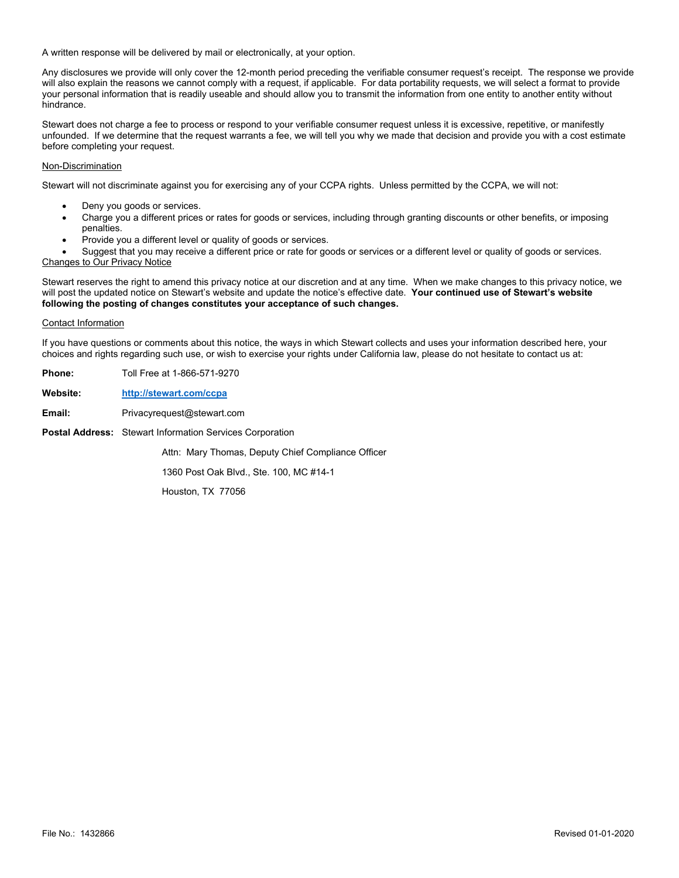A written response will be delivered by mail or electronically, at your option.

Any disclosures we provide will only cover the 12-month period preceding the verifiable consumer request's receipt. The response we provide will also explain the reasons we cannot comply with a request, if applicable. For data portability requests, we will select a format to provide your personal information that is readily useable and should allow you to transmit the information from one entity to another entity without hindrance.

Stewart does not charge a fee to process or respond to your verifiable consumer request unless it is excessive, repetitive, or manifestly unfounded. If we determine that the request warrants a fee, we will tell you why we made that decision and provide you with a cost estimate before completing your request.

Non-Discrimination

Stewart will not discriminate against you for exercising any of your CCPA rights. Unless permitted by the CCPA, we will not:

- Deny you goods or services.
- Charge you a different prices or rates for goods or services, including through granting discounts or other benefits, or imposing penalties.
- Provide you a different level or quality of goods or services.
- Suggest that you may receive a different price or rate for goods or services or a different level or quality of goods or services.

Changes to Our Privacy Notice

Stewart reserves the right to amend this privacy notice at our discretion and at any time. When we make changes to this privacy notice, we will post the updated notice on Stewart's website and update the notice's effective date. **Your continued use of Stewart's website following the posting of changes constitutes your acceptance of such changes.**

Contact Information

If you have questions or comments about this notice, the ways in which Stewart collects and uses your information described here, your choices and rights regarding such use, or wish to exercise your rights under California law, please do not hesitate to contact us at:

**Phone:** Toll Free at 1-866-571-9270

**Website:** **http://stewart.com/ccpa**

**Email:** Privacyrequest@stewart.com

**Postal Address:** Stewart Information Services Corporation

Attn: Mary Thomas, Deputy Chief Compliance Officer

1360 Post Oak Blvd., Ste. 100, MC #14-1

Houston, TX 77056

File No.: 1432866

Revised 01-01-2020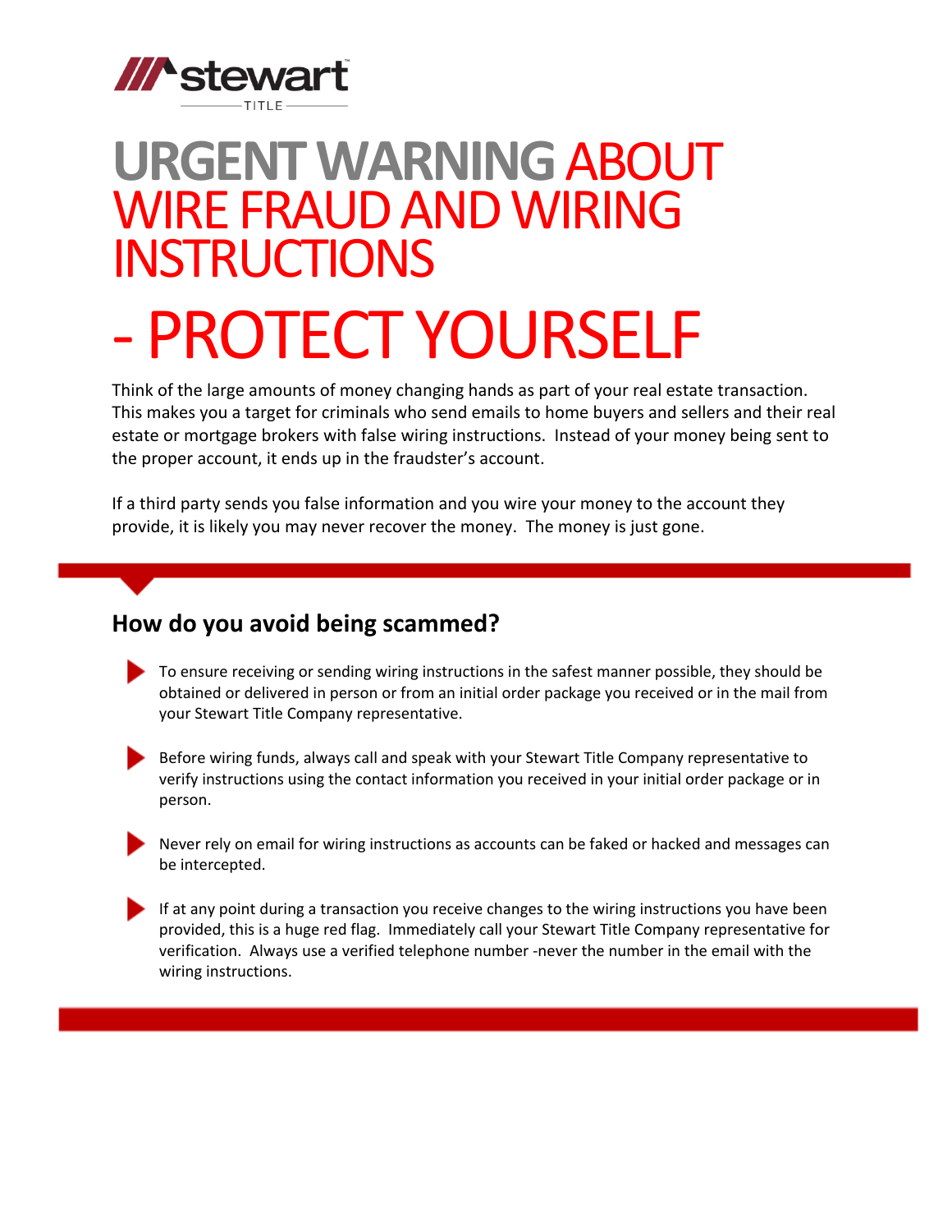stewart TITLE

# URGENT WARNING ABOUT WIRE FRAUD AND WIRING INSTRUCTIONS

# - PROTECT YOURSELF

Think of the large amounts of money changing hands as part of your real estate transaction. This makes you a target for criminals who send emails to home buyers and sellers and their real estate or mortgage brokers with false wiring instructions. Instead of your money being sent to the proper account, it ends up in the fraudster's account.

If a third party sends you false information and you wire your money to the account they provide, it is likely you may never recover the money. The money is just gone.

## How do you avoid being scammed?

- To ensure receiving or sending wiring instructions in the safest manner possible, they should be obtained or delivered in person or from an initial order package you received or in the mail from your Stewart Title Company representative.
- Before wiring funds, always call and speak with your Stewart Title Company representative to verify instructions using the contact information you received in your initial order package or in person.
- Never rely on email for wiring instructions as accounts can be faked or hacked and messages can be intercepted.
- If at any point during a transaction you receive changes to the wiring instructions you have been provided, this is a huge red flag. Immediately call your Stewart Title Company representative for verification. Always use a verified telephone number -never the number in the email with the wiring instructions.